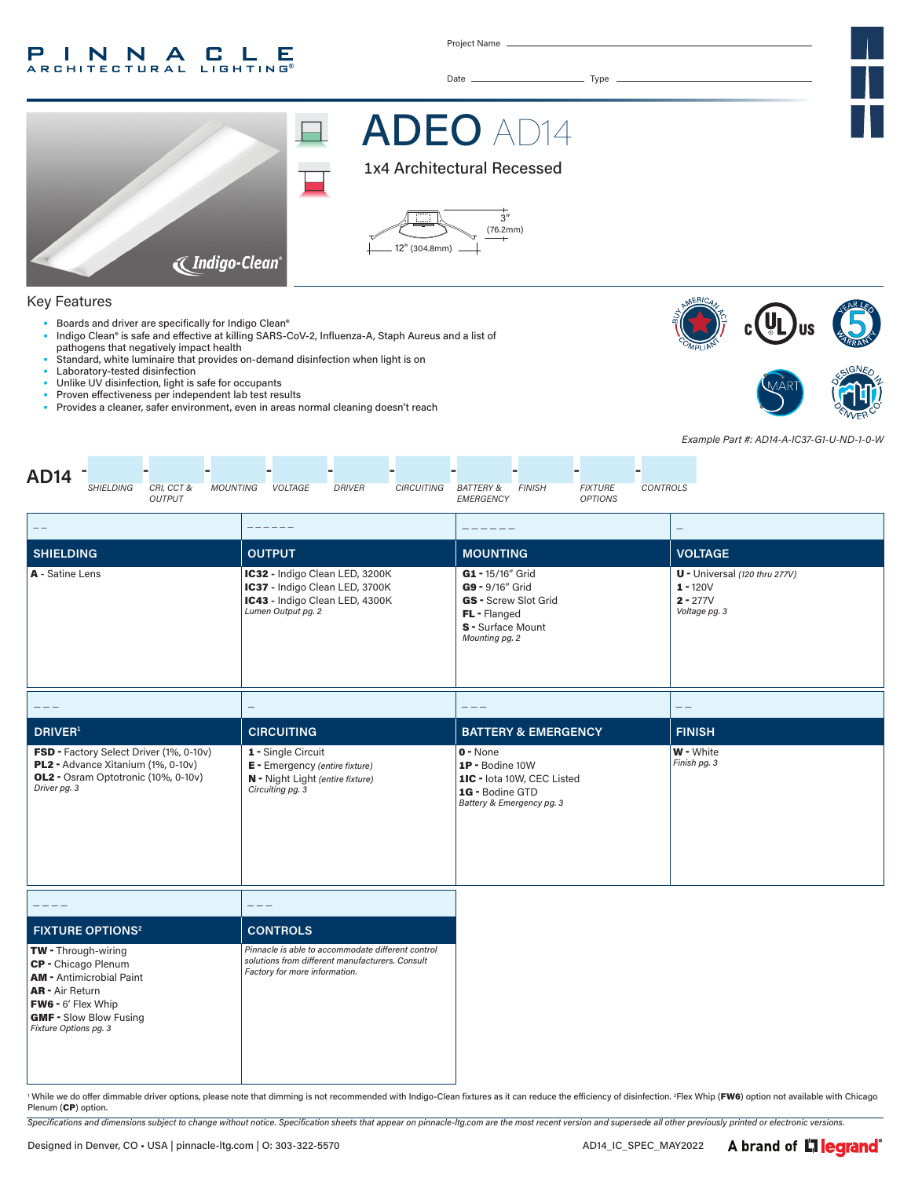PINNACLE ARCHITECTURAL LIGHTING®

Project Name

Date Type

# ADEO AD14

## 1x4 Architectural Recessed

3" (76.2mm)

12" (304.8mm)

Indigo-Clean®

## Key Features

- Boards and driver are specifically for Indigo Clean®
- Indigo Clean® is safe and effective at killing SARS-CoV-2, Influenza-A, Staph Aureus and a list of pathogens that negatively impact health
- Standard, white luminaire that provides on-demand disinfection when light is on
- Laboratory-tested disinfection
- Unlike UV disinfection, light is safe for occupants
- Proven effectiveness per independent lab test results
- Provides a cleaner, safer environment, even in areas normal cleaning doesn't reach

*Example Part #: AD14-A-IC37-G1-U-ND-1-0-W*

**AD14** - SHIELDING - CRI, CCT & OUTPUT - MOUNTING - VOLTAGE - DRIVER - CIRCUITING - BATTERY & EMERGENCY - FINISH - FIXTURE OPTIONS - CONTROLS

| SHIELDING | OUTPUT | MOUNTING | VOLTAGE |
|---|---|---|---|
| **A** - Satine Lens | **IC32** - Indigo Clean LED, 3200K<br>**IC37** - Indigo Clean LED, 3700K<br>**IC43** - Indigo Clean LED, 4300K<br>*Lumen Output pg. 2* | **G1** - 15/16" Grid<br>**G9** - 9/16" Grid<br>**GS** - Screw Slot Grid<br>**FL** - Flanged<br>**S** - Surface Mount<br>*Mounting pg. 2* | **U** - Universal *(120 thru 277V)*<br>**1** - 120V<br>**2** - 277V<br>*Voltage pg. 3* |

| DRIVER[1] | CIRCUITING | BATTERY & EMERGENCY | FINISH |
|---|---|---|---|
| **FSD** - Factory Select Driver (1%, 0-10v)<br>**PL2** - Advance Xitanium (1%, 0-10v)<br>**OL2** - Osram Optotronic (10%, 0-10v)<br>*Driver pg. 3* | **1** - Single Circuit<br>**E** - Emergency *(entire fixture)*<br>**N** - Night Light *(entire fixture)*<br>*Circuiting pg. 3* | **0** - None<br>**1P** - Bodine 10W<br>**1IC** - Iota 10W, CEC Listed<br>**1G** - Bodine GTD<br>*Battery & Emergency pg. 3* | **W** - White<br>*Finish pg. 3* |

| FIXTURE OPTIONS[2] | CONTROLS |
|---|---|
| **TW** - Through-wiring<br>**CP** - Chicago Plenum<br>**AM** - Antimicrobial Paint<br>**AR** - Air Return<br>**FW6** - 6' Flex Whip<br>**GMF** - Slow Blow Fusing<br>*Fixture Options pg. 3* | *Pinnacle is able to accommodate different control solutions from different manufacturers. Consult Factory for more information.* |

[1] While we do offer dimmable driver options, please note that dimming is not recommended with Indigo-Clean fixtures as it can reduce the efficiency of disinfection. [2]Flex Whip (**FW6**) option not available with Chicago Plenum (**CP**) option.

*Specifications and dimensions subject to change without notice. Specification sheets that appear on pinnacle-ltg.com are the most recent version and supersede all other previously printed or electronic versions.*

Designed in Denver, CO • USA | pinnacle-ltg.com | O: 303-322-5570

AD14_IC_SPEC_MAY2022

A brand of legrand®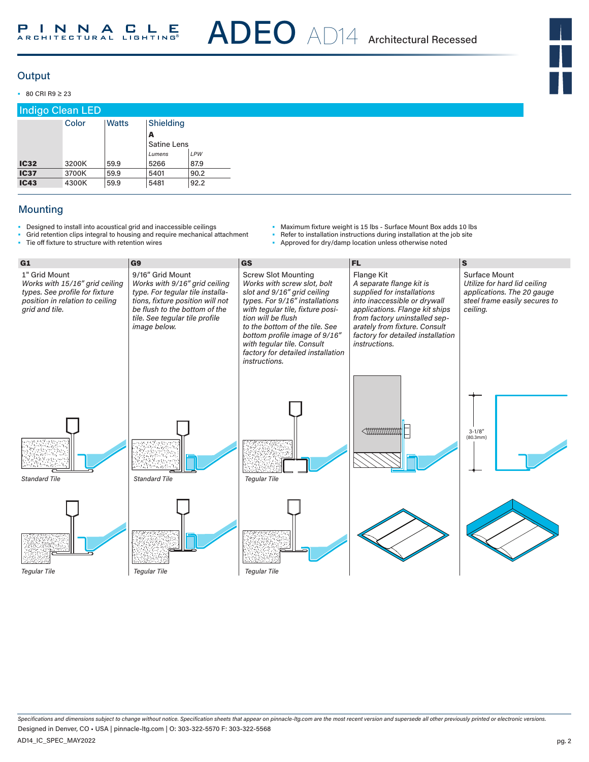## Output

- 80 CRI R9 ≥ 23

### Indigo Clean LED

| | Color | Watts | Shielding | |
|---|---|---|---|---|
| | | | **A** | |
| | | | Satine Lens | |
| | | | *Lumens* | *LPW* |
| **IC32** | 3200K | 59.9 | 5266 | 87.9 |
| **IC37** | 3700K | 59.9 | 5401 | 90.2 |
| **IC43** | 4300K | 59.9 | 5481 | 92.2 |

## Mounting

- Designed to install into acoustical grid and inaccessible ceilings
- Grid retention clips integral to housing and require mechanical attachment
- Tie off fixture to structure with retention wires
- Maximum fixture weight is 15 lbs - Surface Mount Box adds 10 lbs
- Refer to installation instructions during installation at the job site
- Approved for dry/damp location unless otherwise noted

**G1**

1" Grid Mount

*Works with 15/16" grid ceiling types. See profile for fixture position in relation to ceiling grid and tile.*

*Standard Tile*

*Tegular Tile*

**G9**

9/16" Grid Mount

*Works with 9/16" grid ceiling type. For tegular tile installations, fixture position will not be flush to the bottom of the tile. See tegular tile profile image below.*

*Standard Tile*

*Tegular Tile*

**GS**

Screw Slot Mounting

*Works with screw slot, bolt slot and 9/16" grid ceiling types. For 9/16" installations with tegular tile, fixture position will be flush to the bottom of the tile. See bottom profile image of 9/16" with tegular tile. Consult factory for detailed installation instructions.*

*Tegular Tile*

*Tegular Tile*

**FL**

Flange Kit

*A separate flange kit is supplied for installations into inaccessible or drywall applications. Flange kit ships from factory uninstalled separately from fixture. Consult factory for detailed installation instructions.*

**S**

Surface Mount

*Utilize for hard lid ceiling applications. The 20 gauge steel frame easily secures to ceiling.*

3-1/8" (80.3mm)

*Specifications and dimensions subject to change without notice. Specification sheets that appear on pinnacle-ltg.com are the most recent version and supersede all other previously printed or electronic versions.*

Designed in Denver, CO • USA | pinnacle-ltg.com | O: 303-322-5570 F: 303-322-5568

AD14_IC_SPEC_MAY2022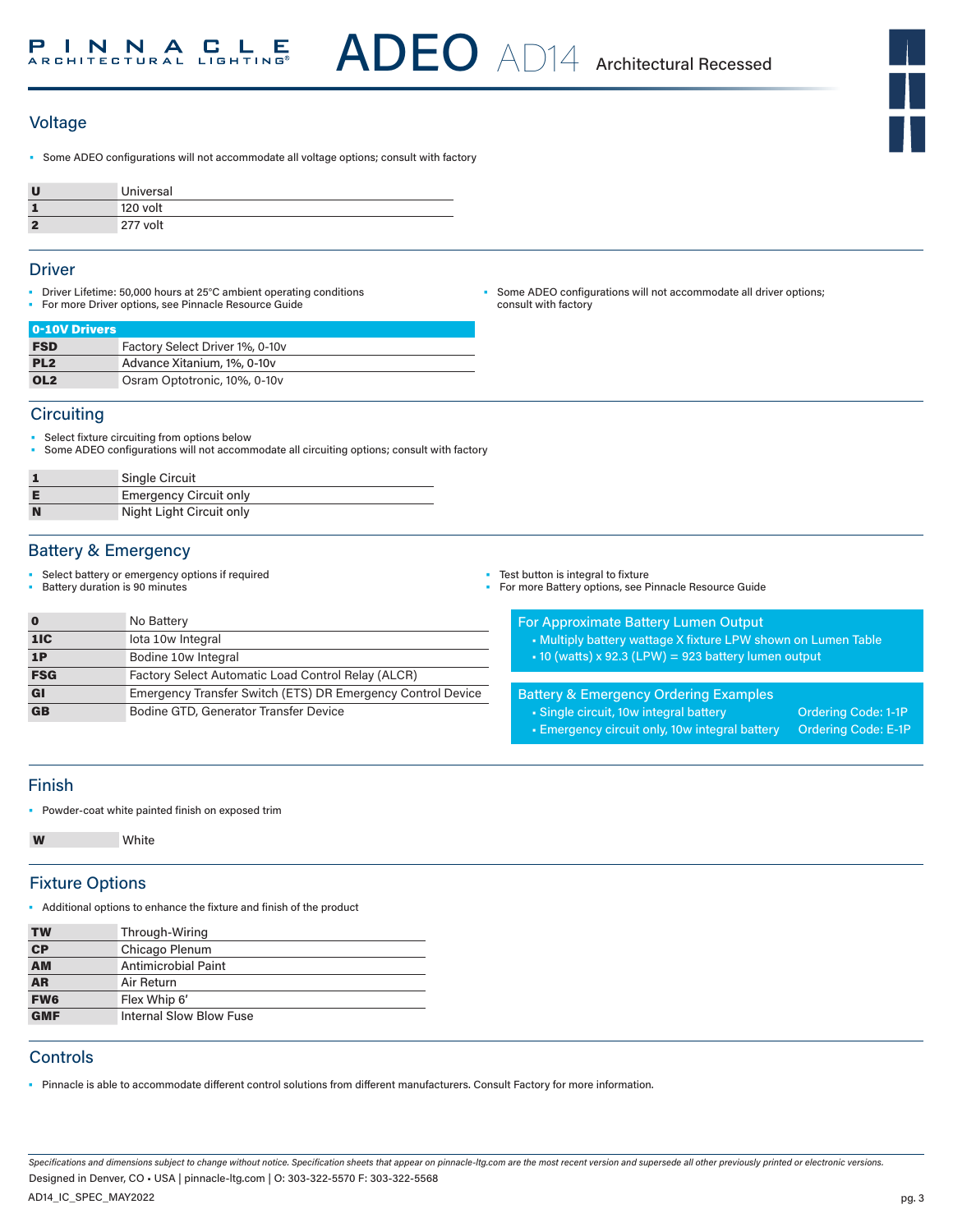## Voltage

- Some ADEO configurations will not accommodate all voltage options; consult with factory

| | |
|---|---|
| **U** | Universal |
| **1** | 120 volt |
| **2** | 277 volt |

## Driver

- Driver Lifetime: 50,000 hours at 25°C ambient operating conditions
- For more Driver options, see Pinnacle Resource Guide
- Some ADEO configurations will not accommodate all driver options; consult with factory

| **0-10V Drivers** | |
|---|---|
| **FSD** | Factory Select Driver 1%, 0-10v |
| **PL2** | Advance Xitanium, 1%, 0-10v |
| **OL2** | Osram Optotronic, 10%, 0-10v |

## Circuiting

- Select fixture circuiting from options below
- Some ADEO configurations will not accommodate all circuiting options; consult with factory

| | |
|---|---|
| **1** | Single Circuit |
| **E** | Emergency Circuit only |
| **N** | Night Light Circuit only |

## Battery & Emergency

- Select battery or emergency options if required
- Battery duration is 90 minutes
- Test button is integral to fixture
- For more Battery options, see Pinnacle Resource Guide

| | |
|---|---|
| **0** | No Battery |
| **1IC** | Iota 10w Integral |
| **1P** | Bodine 10w Integral |
| **FSG** | Factory Select Automatic Load Control Relay (ALCR) |
| **GI** | Emergency Transfer Switch (ETS) DR Emergency Control Device |
| **GB** | Bodine GTD, Generator Transfer Device |

**For Approximate Battery Lumen Output**

- Multiply battery wattage X fixture LPW shown on Lumen Table
- 10 (watts) x 92.3 (LPW) = 923 battery lumen output

**Battery & Emergency Ordering Examples**

- Single circuit, 10w integral battery — Ordering Code: 1-1P
- Emergency circuit only, 10w integral battery — Ordering Code: E-1P

## Finish

- Powder-coat white painted finish on exposed trim

| | |
|---|---|
| **W** | White |

## Fixture Options

- Additional options to enhance the fixture and finish of the product

| | |
|---|---|
| **TW** | Through-Wiring |
| **CP** | Chicago Plenum |
| **AM** | Antimicrobial Paint |
| **AR** | Air Return |
| **FW6** | Flex Whip 6' |
| **GMF** | Internal Slow Blow Fuse |

## Controls

- Pinnacle is able to accommodate different control solutions from different manufacturers. Consult Factory for more information.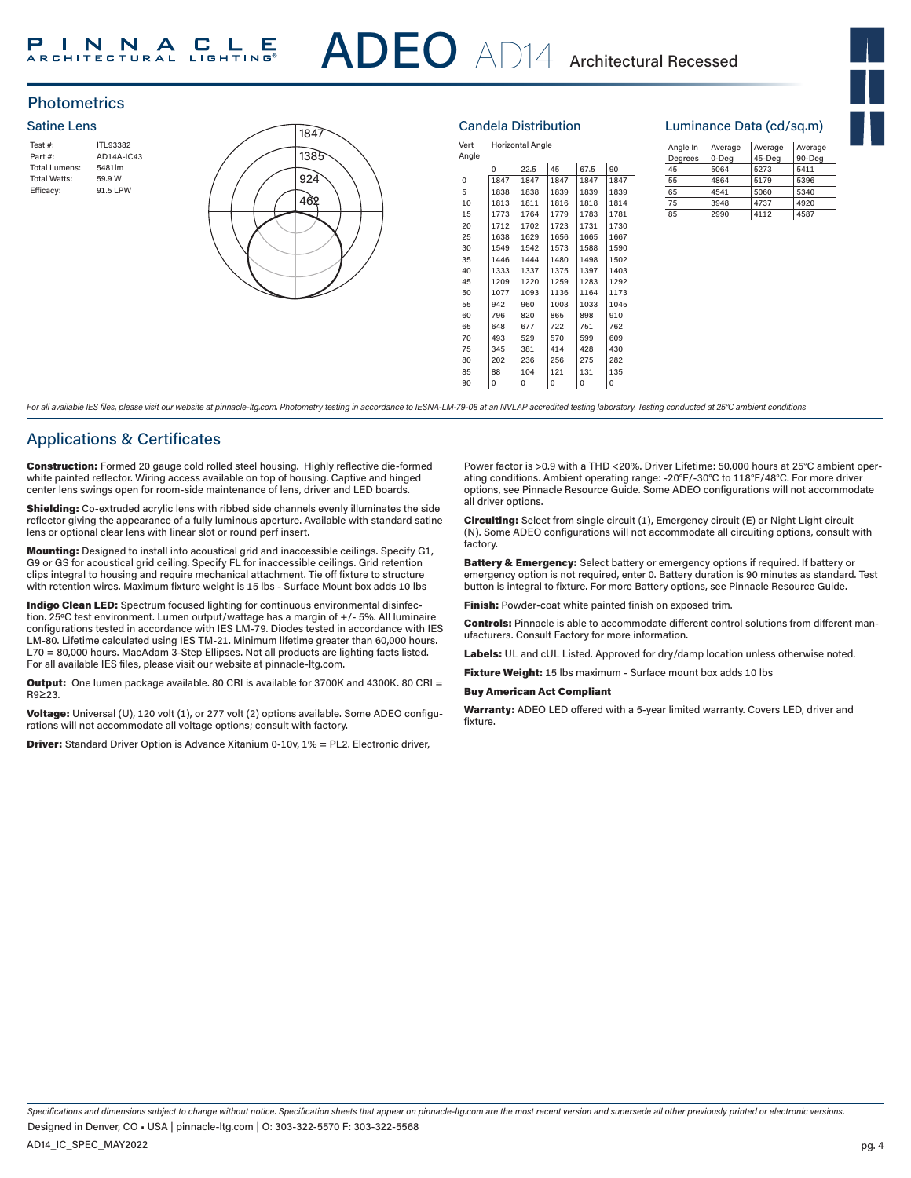# ADEO AD14 Architectural Recessed

## Photometrics

### Satine Lens

| | |
|---|---|
| Test #: | ITL93382 |
| Part #: | AD14A-IC43 |
| Total Lumens: | 5481lm |
| Total Watts: | 59.9 W |
| Efficacy: | 91.5 LPW |

1847
1385
924
462

### Candela Distribution

| Vert Angle | Horizontal Angle 0 | 22.5 | 45 | 67.5 | 90 |
|---|---|---|---|---|---|
| 0 | 1847 | 1847 | 1847 | 1847 | 1847 |
| 5 | 1838 | 1838 | 1839 | 1839 | 1839 |
| 10 | 1813 | 1811 | 1816 | 1818 | 1814 |
| 15 | 1773 | 1764 | 1779 | 1783 | 1781 |
| 20 | 1712 | 1702 | 1723 | 1731 | 1730 |
| 25 | 1638 | 1629 | 1656 | 1665 | 1667 |
| 30 | 1549 | 1542 | 1573 | 1588 | 1590 |
| 35 | 1446 | 1444 | 1480 | 1498 | 1502 |
| 40 | 1333 | 1337 | 1375 | 1397 | 1403 |
| 45 | 1209 | 1220 | 1259 | 1283 | 1292 |
| 50 | 1077 | 1093 | 1136 | 1164 | 1173 |
| 55 | 942 | 960 | 1003 | 1033 | 1045 |
| 60 | 796 | 820 | 865 | 898 | 910 |
| 65 | 648 | 677 | 722 | 751 | 762 |
| 70 | 493 | 529 | 570 | 599 | 609 |
| 75 | 345 | 381 | 414 | 428 | 430 |
| 80 | 202 | 236 | 256 | 275 | 282 |
| 85 | 88 | 104 | 121 | 131 | 135 |
| 90 | 0 | 0 | 0 | 0 | 0 |

### Luminance Data (cd/sq.m)

| Angle In Degrees | Average 0-Deg | Average 45-Deg | Average 90-Deg |
|---|---|---|---|
| 45 | 5064 | 5273 | 5411 |
| 55 | 4864 | 5179 | 5396 |
| 65 | 4541 | 5060 | 5340 |
| 75 | 3948 | 4737 | 4920 |
| 85 | 2990 | 4112 | 4587 |

*For all available IES files, please visit our website at pinnacle-ltg.com. Photometry testing in accordance to IESNA-LM-79-08 at an NVLAP accredited testing laboratory. Testing conducted at 25°C ambient conditions*

## Applications & Certificates

**Construction:** Formed 20 gauge cold rolled steel housing. Highly reflective die-formed white painted reflector. Wiring access available on top of housing. Captive and hinged center lens swings open for room-side maintenance of lens, driver and LED boards.

**Shielding:** Co-extruded acrylic lens with ribbed side channels evenly illuminates the side reflector giving the appearance of a fully luminous aperture. Available with standard satine lens or optional clear lens with linear slot or round perf insert.

**Mounting:** Designed to install into acoustical grid and inaccessible ceilings. Specify G1, G9 or GS for acoustical grid ceiling. Specify FL for inaccessible ceilings. Grid retention clips integral to housing and require mechanical attachment. Tie off fixture to structure with retention wires. Maximum fixture weight is 15 lbs - Surface Mount box adds 10 lbs

**Indigo Clean LED:** Spectrum focused lighting for continuous environmental disinfection. 25ºC test environment. Lumen output/wattage has a margin of +/- 5%. All luminaire configurations tested in accordance with IES LM-79. Diodes tested in accordance with IES LM-80. Lifetime calculated using IES TM-21. Minimum lifetime greater than 60,000 hours. L70 = 80,000 hours. MacAdam 3-Step Ellipses. Not all products are lighting facts listed. For all available IES files, please visit our website at pinnacle-ltg.com.

**Output:** One lumen package available. 80 CRI is available for 3700K and 4300K. 80 CRI = R9≥23.

**Voltage:** Universal (U), 120 volt (1), or 277 volt (2) options available. Some ADEO configurations will not accommodate all voltage options; consult with factory.

**Driver:** Standard Driver Option is Advance Xitanium 0-10v, 1% = PL2. Electronic driver, Power factor is >0.9 with a THD <20%. Driver Lifetime: 50,000 hours at 25°C ambient operating conditions. Ambient operating range: -20°F/-30°C to 118°F/48°C. For more driver options, see Pinnacle Resource Guide. Some ADEO configurations will not accommodate all driver options.

**Circuiting:** Select from single circuit (1), Emergency circuit (E) or Night Light circuit (N). Some ADEO configurations will not accommodate all circuiting options, consult with factory.

**Battery & Emergency:** Select battery or emergency options if required. If battery or emergency option is not required, enter 0. Battery duration is 90 minutes as standard. Test button is integral to fixture. For more Battery options, see Pinnacle Resource Guide.

**Finish:** Powder-coat white painted finish on exposed trim.

**Controls:** Pinnacle is able to accommodate different control solutions from different manufacturers. Consult Factory for more information.

**Labels:** UL and cUL Listed. Approved for dry/damp location unless otherwise noted.

**Fixture Weight:** 15 lbs maximum - Surface mount box adds 10 lbs

**Buy American Act Compliant**

**Warranty:** ADEO LED offered with a 5-year limited warranty. Covers LED, driver and fixture.

*Specifications and dimensions subject to change without notice. Specification sheets that appear on pinnacle-ltg.com are the most recent version and supersede all other previously printed or electronic versions.*

Designed in Denver, CO • USA | pinnacle-ltg.com | O: 303-322-5570 F: 303-322-5568

AD14_IC_SPEC_MAY2022